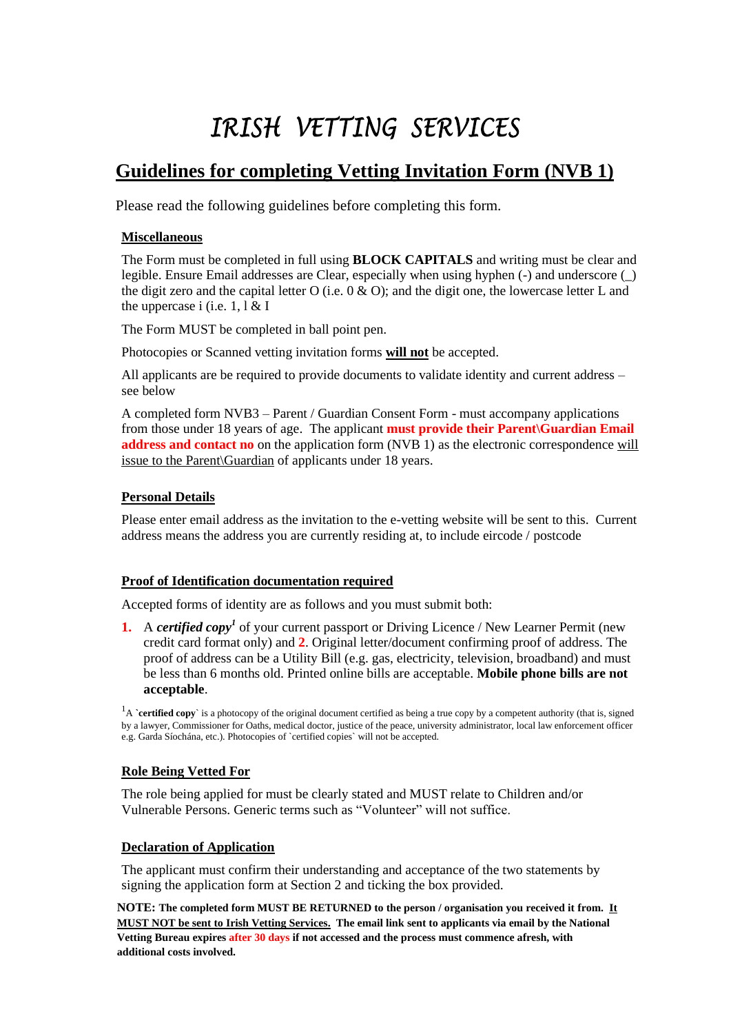# IRISH VETTING SERVICES

## Guidelines for completing Vetting Invitation Form (NVB 1)

Please read the following guidelines before completing this form.

### Miscellaneous

The Form must be completed in full using **BLOCK CAPITALS** and writing must be clear and legible. Ensure Email addresses are Clear, especially when using hyphen (-) and underscore (_) the digit zero and the capital letter O (i.e. 0 & O); and the digit one, the lowercase letter L and the uppercase i (i.e. 1, l & I

The Form MUST be completed in ball point pen.

Photocopies or Scanned vetting invitation forms **will not** be accepted.

All applicants are be required to provide documents to validate identity and current address – see below

A completed form NVB3 – Parent / Guardian Consent Form - must accompany applications from those under 18 years of age. The applicant **must provide their Parent\Guardian Email address and contact no** on the application form (NVB 1) as the electronic correspondence will issue to the Parent\Guardian of applicants under 18 years.

### Personal Details

Please enter email address as the invitation to the e-vetting website will be sent to this. Current address means the address you are currently residing at, to include eircode / postcode

### Proof of Identification documentation required

Accepted forms of identity are as follows and you must submit both:

**1.** A ***certified copy***[1] of your current passport or Driving Licence / New Learner Permit (new credit card format only) and **2**. Original letter/document confirming proof of address. The proof of address can be a Utility Bill (e.g. gas, electricity, television, broadband) and must be less than 6 months old. Printed online bills are acceptable. **Mobile phone bills are not acceptable**.

[1]A `**certified copy**` is a photocopy of the original document certified as being a true copy by a competent authority (that is, signed by a lawyer, Commissioner for Oaths, medical doctor, justice of the peace, university administrator, local law enforcement officer e.g. Garda Síochána, etc.). Photocopies of `certified copies` will not be accepted.

### Role Being Vetted For

The role being applied for must be clearly stated and MUST relate to Children and/or Vulnerable Persons. Generic terms such as "Volunteer" will not suffice.

### Declaration of Application

The applicant must confirm their understanding and acceptance of the two statements by signing the application form at Section 2 and ticking the box provided.

**NOTE: The completed form MUST BE RETURNED to the person / organisation you received it from. It MUST NOT be sent to Irish Vetting Services. The email link sent to applicants via email by the National Vetting Bureau expires after 30 days if not accessed and the process must commence afresh, with additional costs involved.**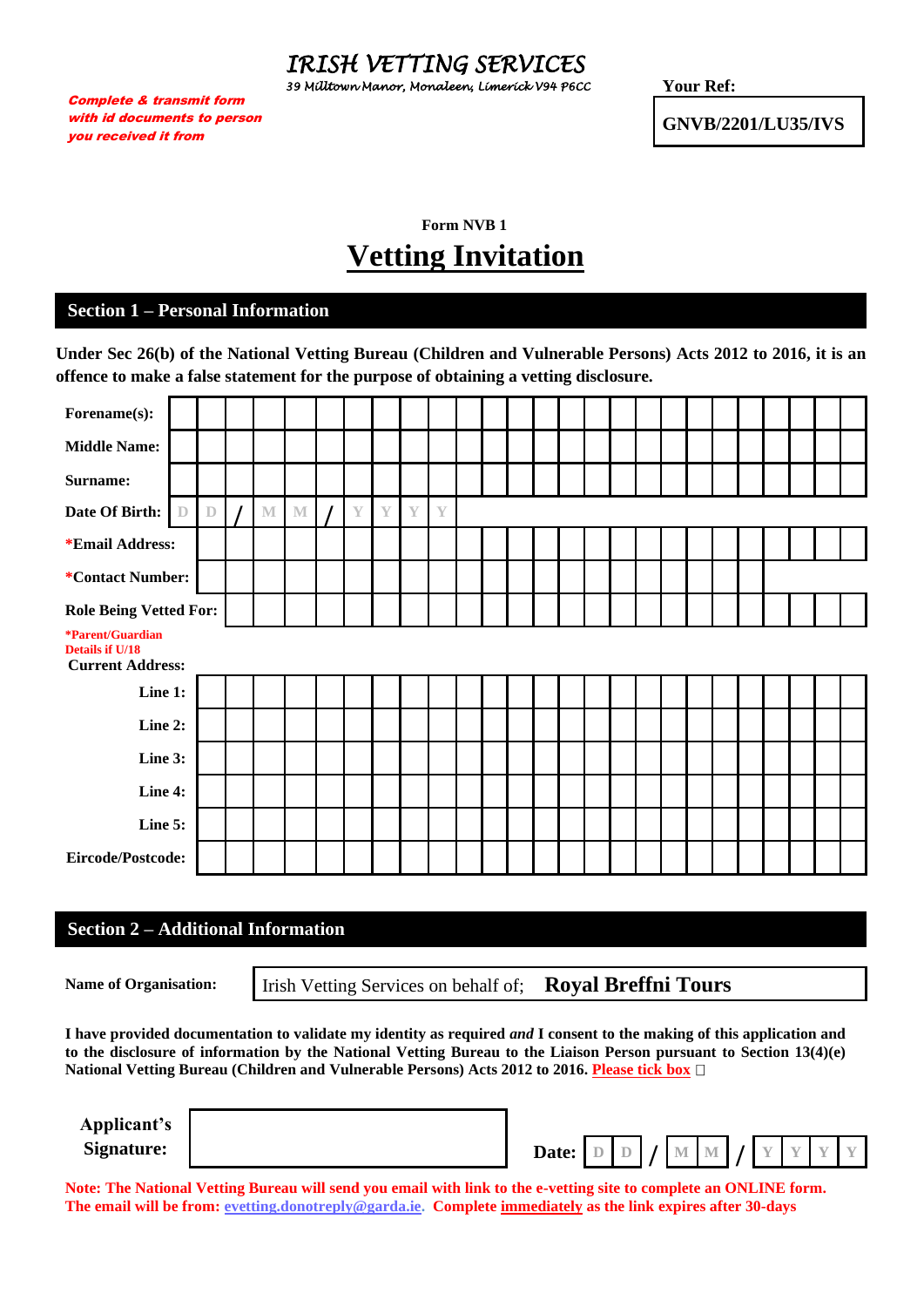# IRISH VETTING SERVICES

39 Milltown Manor, Monaleen, Limerick V94 P6CC

*Complete & transmit form with id documents to person you received it from*

**Your Ref:**

**GNVB/2201/LU35/IVS**

**Form NVB 1**

# Vetting Invitation

## Section 1 – Personal Information

**Under Sec 26(b) of the National Vetting Bureau (Children and Vulnerable Persons) Acts 2012 to 2016, it is an offence to make a false statement for the purpose of obtaining a vetting disclosure.**

| | |
|---|---|
| **Forename(s):** | |
| **Middle Name:** | |
| **Surname:** | |
| **Date Of Birth:** | D D / M M / Y Y Y Y |
| ***Email Address:** | |
| ***Contact Number:** | |
| **Role Being Vetted For:** | |

***Parent/Guardian Details if U/18**

**Current Address:**

| | |
|---|---|
| **Line 1:** | |
| **Line 2:** | |
| **Line 3:** | |
| **Line 4:** | |
| **Line 5:** | |
| **Eircode/Postcode:** | |

## Section 2 – Additional Information

**Name of Organisation:** Irish Vetting Services on behalf of; **Royal Breffni Tours**

**I have provided documentation to validate my identity as required *and* I consent to the making of this application and to the disclosure of information by the National Vetting Bureau to the Liaison Person pursuant to Section 13(4)(e) National Vetting Bureau (Children and Vulnerable Persons) Acts 2012 to 2016. Please tick box ☐**

**Applicant's Signature:**

**Date:** D D / M M / Y Y Y Y

**Note: The National Vetting Bureau will send you email with link to the e-vetting site to complete an ONLINE form. The email will be from: evetting.donotreply@garda.ie. Complete immediately as the link expires after 30-days**